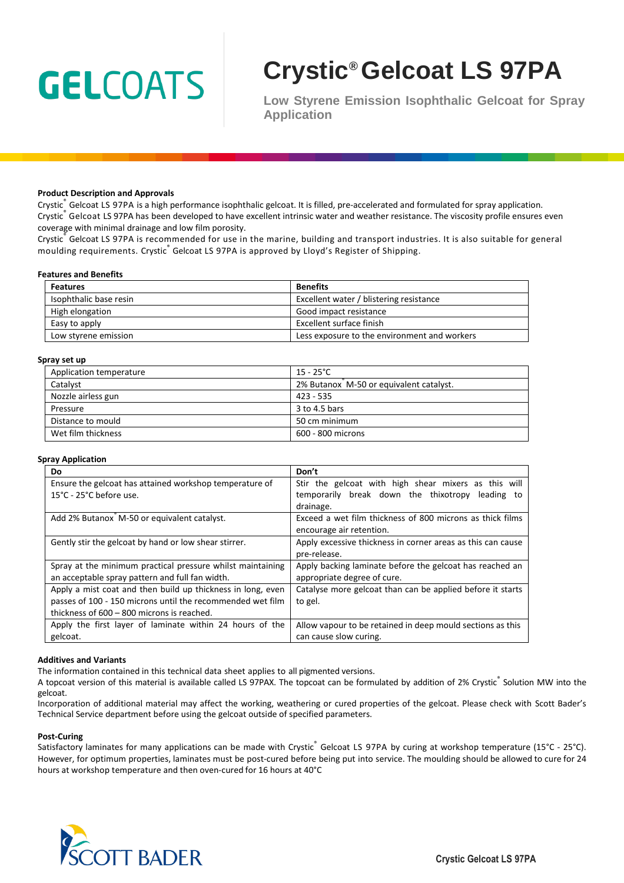GELCOATS

# Crystic® Gelcoat LS 97PA

**Low Styrene Emission Isophthalic Gelcoat for Spray Application**

### Product Description and Approvals

Crystic® Gelcoat LS 97PA is a high performance isophthalic gelcoat. It is filled, pre-accelerated and formulated for spray application. Crystic® Gelcoat LS 97PA has been developed to have excellent intrinsic water and weather resistance. The viscosity profile ensures even coverage with minimal drainage and low film porosity.

Crystic® Gelcoat LS 97PA is recommended for use in the marine, building and transport industries. It is also suitable for general moulding requirements. Crystic® Gelcoat LS 97PA is approved by Lloyd's Register of Shipping.

### Features and Benefits

| Features | Benefits |
|---|---|
| Isophthalic base resin | Excellent water / blistering resistance |
| High elongation | Good impact resistance |
| Easy to apply | Excellent surface finish |
| Low styrene emission | Less exposure to the environment and workers |

### Spray set up

| | |
|---|---|
| Application temperature | 15 - 25°C |
| Catalyst | 2% Butanox® M-50 or equivalent catalyst. |
| Nozzle airless gun | 423 - 535 |
| Pressure | 3 to 4.5 bars |
| Distance to mould | 50 cm minimum |
| Wet film thickness | 600 - 800 microns |

### Spray Application

| Do | Don't |
|---|---|
| Ensure the gelcoat has attained workshop temperature of 15°C - 25°C before use. | Stir the gelcoat with high shear mixers as this will temporarily break down the thixotropy leading to drainage. |
| Add 2% Butanox® M-50 or equivalent catalyst. | Exceed a wet film thickness of 800 microns as thick films encourage air retention. |
| Gently stir the gelcoat by hand or low shear stirrer. | Apply excessive thickness in corner areas as this can cause pre-release. |
| Spray at the minimum practical pressure whilst maintaining an acceptable spray pattern and full fan width. | Apply backing laminate before the gelcoat has reached an appropriate degree of cure. |
| Apply a mist coat and then build up thickness in long, even passes of 100 - 150 microns until the recommended wet film thickness of 600 – 800 microns is reached. | Catalyse more gelcoat than can be applied before it starts to gel. |
| Apply the first layer of laminate within 24 hours of the gelcoat. | Allow vapour to be retained in deep mould sections as this can cause slow curing. |

### Additives and Variants

The information contained in this technical data sheet applies to all pigmented versions.

A topcoat version of this material is available called LS 97PAX. The topcoat can be formulated by addition of 2% Crystic® Solution MW into the gelcoat.

Incorporation of additional material may affect the working, weathering or cured properties of the gelcoat. Please check with Scott Bader's Technical Service department before using the gelcoat outside of specified parameters.

### Post-Curing

Satisfactory laminates for many applications can be made with Crystic® Gelcoat LS 97PA by curing at workshop temperature (15°C - 25°C). However, for optimum properties, laminates must be post-cured before being put into service. The moulding should be allowed to cure for 24 hours at workshop temperature and then oven-cured for 16 hours at 40°C

SCOTT BADER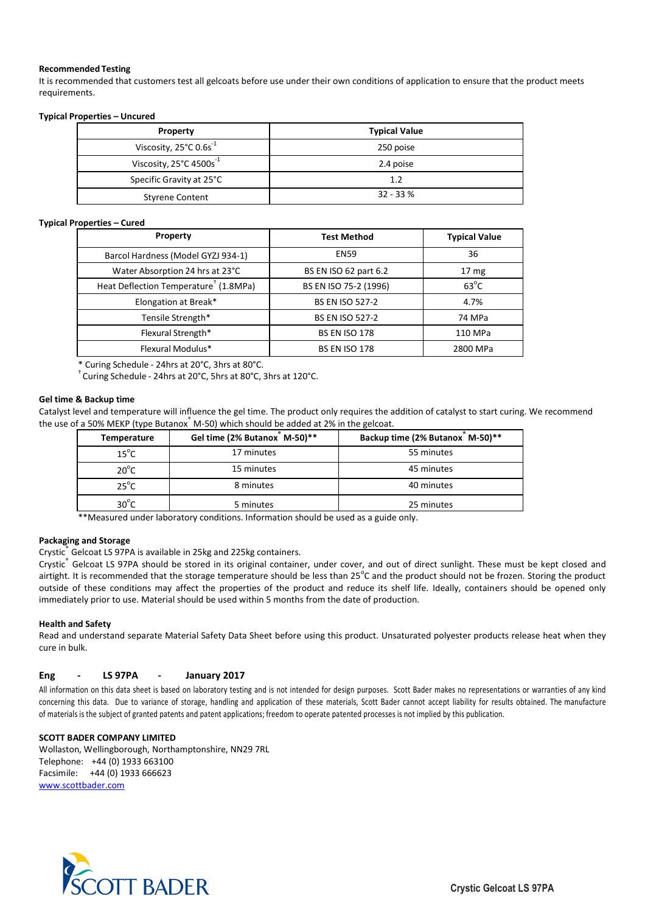**Recommended Testing**

It is recommended that customers test all gelcoats before use under their own conditions of application to ensure that the product meets requirements.

**Typical Properties – Uncured**

| Property | Typical Value |
|---|---|
| Viscosity, 25°C 0.6s$^{-1}$ | 250 poise |
| Viscosity, 25°C 4500s$^{-1}$ | 2.4 poise |
| Specific Gravity at 25°C | 1.2 |
| Styrene Content | 32 - 33 % |

**Typical Properties – Cured**

| Property | Test Method | Typical Value |
|---|---|---|
| Barcol Hardness (Model GYZJ 934-1) | EN59 | 36 |
| Water Absorption 24 hrs at 23°C | BS EN ISO 62 part 6.2 | 17 mg |
| Heat Deflection Temperature† (1.8MPa) | BS EN ISO 75-2 (1996) | 63°C |
| Elongation at Break* | BS EN ISO 527-2 | 4.7% |
| Tensile Strength* | BS EN ISO 527-2 | 74 MPa |
| Flexural Strength* | BS EN ISO 178 | 110 MPa |
| Flexural Modulus* | BS EN ISO 178 | 2800 MPa |

\* Curing Schedule - 24hrs at 20°C, 3hrs at 80°C.
† Curing Schedule - 24hrs at 20°C, 5hrs at 80°C, 3hrs at 120°C.

**Gel time & Backup time**

Catalyst level and temperature will influence the gel time. The product only requires the addition of catalyst to start curing. We recommend the use of a 50% MEKP (type Butanox® M-50) which should be added at 2% in the gelcoat.

| Temperature | Gel time (2% Butanox® M-50)** | Backup time (2% Butanox® M-50)** |
|---|---|---|
| 15°C | 17 minutes | 55 minutes |
| 20°C | 15 minutes | 45 minutes |
| 25°C | 8 minutes | 40 minutes |
| 30°C | 5 minutes | 25 minutes |

**Measured under laboratory conditions. Information should be used as a guide only.

**Packaging and Storage**

Crystic® Gelcoat LS 97PA is available in 25kg and 225kg containers.

Crystic® Gelcoat LS 97PA should be stored in its original container, under cover, and out of direct sunlight. These must be kept closed and airtight. It is recommended that the storage temperature should be less than 25°C and the product should not be frozen. Storing the product outside of these conditions may affect the properties of the product and reduce its shelf life. Ideally, containers should be opened only immediately prior to use. Material should be used within 5 months from the date of production.

**Health and Safety**

Read and understand separate Material Safety Data Sheet before using this product. Unsaturated polyester products release heat when they cure in bulk.

**Eng - LS 97PA - January 2017**

All information on this data sheet is based on laboratory testing and is not intended for design purposes. Scott Bader makes no representations or warranties of any kind concerning this data. Due to variance of storage, handling and application of these materials, Scott Bader cannot accept liability for results obtained. The manufacture of materials is the subject of granted patents and patent applications; freedom to operate patented processes is not implied by this publication.

**SCOTT BADER COMPANY LIMITED**
Wollaston, Wellingborough, Northamptonshire, NN29 7RL
Telephone: +44 (0) 1933 663100
Facsimile: +44 (0) 1933 666623
www.scottbader.com

SCOTT BADER

Crystic Gelcoat LS 97PA